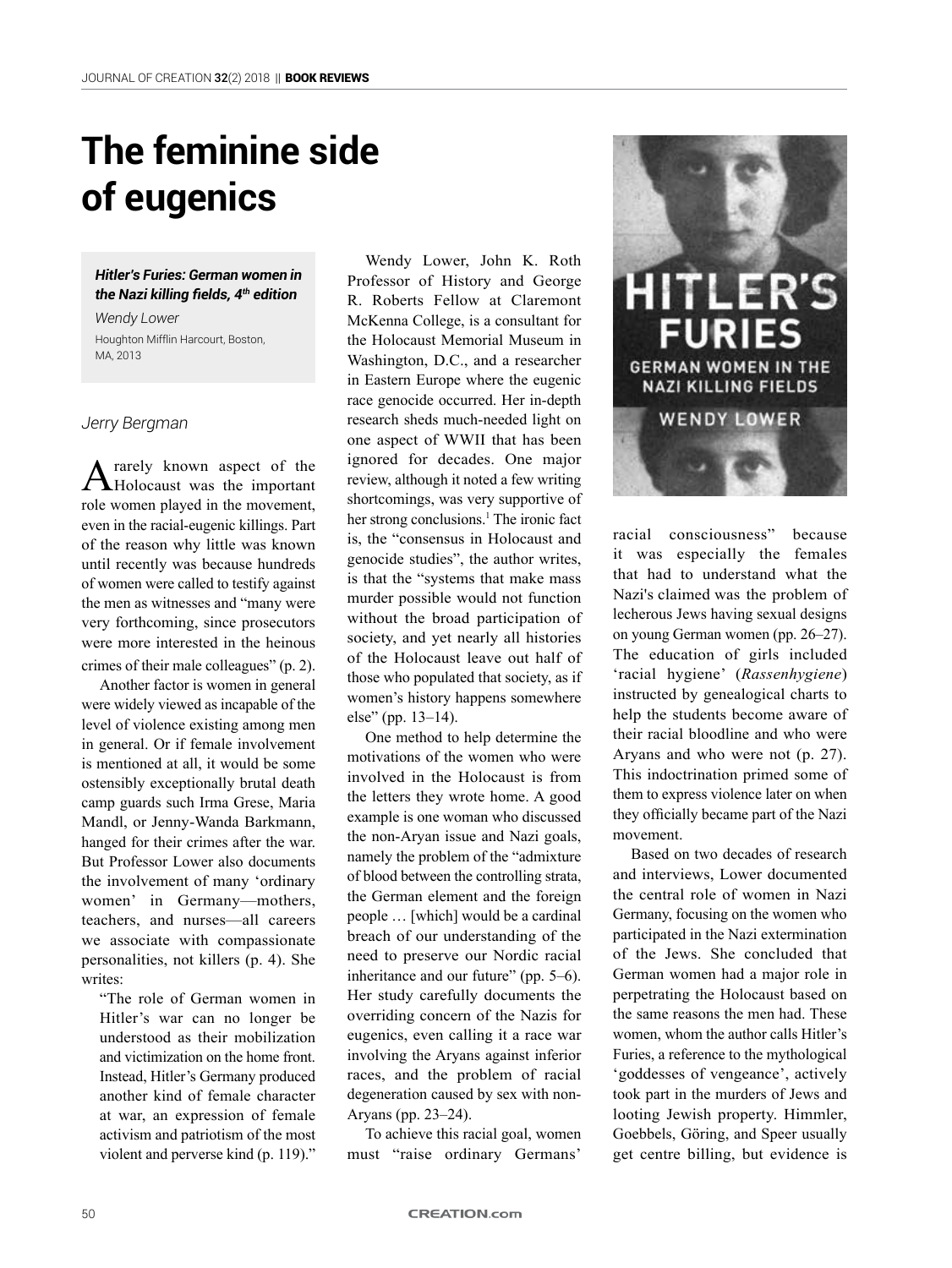# The feminine side of eugenics

***Hitler's Furies: German women in the Nazi killing fields, 4th edition***

*Wendy Lower*

Houghton Mifflin Harcourt, Boston, MA, 2013

*Jerry Bergman*

A rarely known aspect of the Holocaust was the important role women played in the movement, even in the racial-eugenic killings. Part of the reason why little was known until recently was because hundreds of women were called to testify against the men as witnesses and "many were very forthcoming, since prosecutors were more interested in the heinous crimes of their male colleagues" (p. 2).

Another factor is women in general were widely viewed as incapable of the level of violence existing among men in general. Or if female involvement is mentioned at all, it would be some ostensibly exceptionally brutal death camp guards such Irma Grese, Maria Mandl, or Jenny-Wanda Barkmann, hanged for their crimes after the war. But Professor Lower also documents the involvement of many 'ordinary women' in Germany—mothers, teachers, and nurses—all careers we associate with compassionate personalities, not killers (p. 4). She writes:

> "The role of German women in Hitler's war can no longer be understood as their mobilization and victimization on the home front. Instead, Hitler's Germany produced another kind of female character at war, an expression of female activism and patriotism of the most violent and perverse kind (p. 119)."

Wendy Lower, John K. Roth Professor of History and George R. Roberts Fellow at Claremont McKenna College, is a consultant for the Holocaust Memorial Museum in Washington, D.C., and a researcher in Eastern Europe where the eugenic race genocide occurred. Her in-depth research sheds much-needed light on one aspect of WWII that has been ignored for decades. One major review, although it noted a few writing shortcomings, was very supportive of her strong conclusions.[1] The ironic fact is, the "consensus in Holocaust and genocide studies", the author writes, is that the "systems that make mass murder possible would not function without the broad participation of society, and yet nearly all histories of the Holocaust leave out half of those who populated that society, as if women's history happens somewhere else" (pp. 13–14).

One method to help determine the motivations of the women who were involved in the Holocaust is from the letters they wrote home. A good example is one woman who discussed the non-Aryan issue and Nazi goals, namely the problem of the "admixture of blood between the controlling strata, the German element and the foreign people … [which] would be a cardinal breach of our understanding of the need to preserve our Nordic racial inheritance and our future" (pp. 5–6). Her study carefully documents the overriding concern of the Nazis for eugenics, even calling it a race war involving the Aryans against inferior races, and the problem of racial degeneration caused by sex with non-Aryans (pp. 23–24).

To achieve this racial goal, women must "raise ordinary Germans' racial consciousness" because it was especially the females that had to understand what the Nazi's claimed was the problem of lecherous Jews having sexual designs on young German women (pp. 26–27). The education of girls included 'racial hygiene' (*Rassenhygiene*) instructed by genealogical charts to help the students become aware of their racial bloodline and who were Aryans and who were not (p. 27). This indoctrination primed some of them to express violence later on when they officially became part of the Nazi movement.

Based on two decades of research and interviews, Lower documented the central role of women in Nazi Germany, focusing on the women who participated in the Nazi extermination of the Jews. She concluded that German women had a major role in perpetrating the Holocaust based on the same reasons the men had. These women, whom the author calls Hitler's Furies, a reference to the mythological 'goddesses of vengeance', actively took part in the murders of Jews and looting Jewish property. Himmler, Goebbels, Göring, and Speer usually get centre billing, but evidence is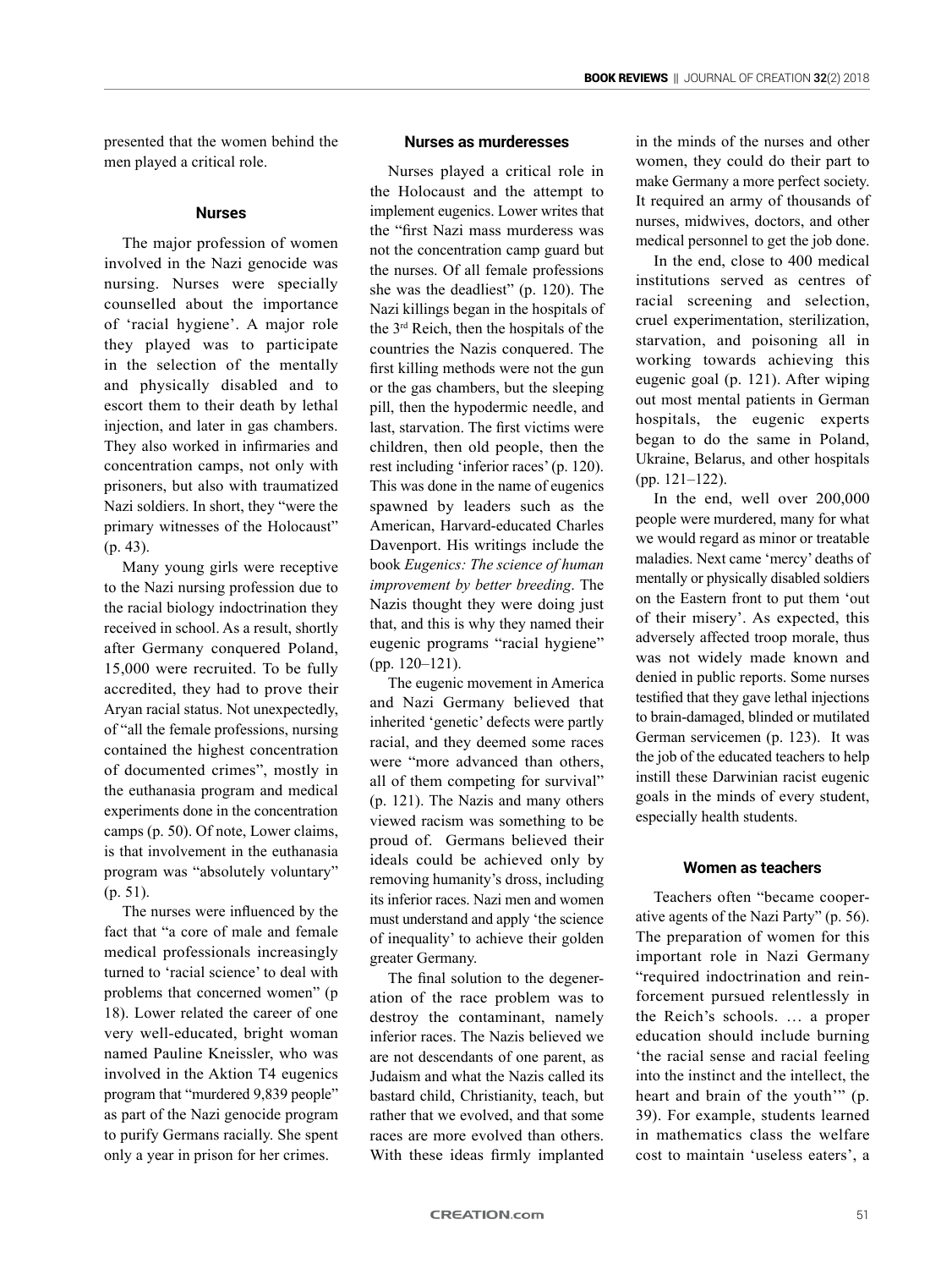presented that the women behind the men played a critical role.

### Nurses

The major profession of women involved in the Nazi genocide was nursing. Nurses were specially counselled about the importance of 'racial hygiene'. A major role they played was to participate in the selection of the mentally and physically disabled and to escort them to their death by lethal injection, and later in gas chambers. They also worked in infirmaries and concentration camps, not only with prisoners, but also with traumatized Nazi soldiers. In short, they "were the primary witnesses of the Holocaust" (p. 43).

Many young girls were receptive to the Nazi nursing profession due to the racial biology indoctrination they received in school. As a result, shortly after Germany conquered Poland, 15,000 were recruited. To be fully accredited, they had to prove their Aryan racial status. Not unexpectedly, of "all the female professions, nursing contained the highest concentration of documented crimes", mostly in the euthanasia program and medical experiments done in the concentration camps (p. 50). Of note, Lower claims, is that involvement in the euthanasia program was "absolutely voluntary" (p. 51).

The nurses were influenced by the fact that "a core of male and female medical professionals increasingly turned to 'racial science' to deal with problems that concerned women" (p 18). Lower related the career of one very well-educated, bright woman named Pauline Kneissler, who was involved in the Aktion T4 eugenics program that "murdered 9,839 people" as part of the Nazi genocide program to purify Germans racially. She spent only a year in prison for her crimes.

### Nurses as murderesses

Nurses played a critical role in the Holocaust and the attempt to implement eugenics. Lower writes that the "first Nazi mass murderess was not the concentration camp guard but the nurses. Of all female professions she was the deadliest" (p. 120). The Nazi killings began in the hospitals of the 3rd Reich, then the hospitals of the countries the Nazis conquered. The first killing methods were not the gun or the gas chambers, but the sleeping pill, then the hypodermic needle, and last, starvation. The first victims were children, then old people, then the rest including 'inferior races' (p. 120). This was done in the name of eugenics spawned by leaders such as the American, Harvard-educated Charles Davenport. His writings include the book *Eugenics: The science of human improvement by better breeding*. The Nazis thought they were doing just that, and this is why they named their eugenic programs "racial hygiene" (pp. 120–121).

The eugenic movement in America and Nazi Germany believed that inherited 'genetic' defects were partly racial, and they deemed some races were "more advanced than others, all of them competing for survival" (p. 121). The Nazis and many others viewed racism was something to be proud of. Germans believed their ideals could be achieved only by removing humanity's dross, including its inferior races. Nazi men and women must understand and apply 'the science of inequality' to achieve their golden greater Germany.

The final solution to the degeneration of the race problem was to destroy the contaminant, namely inferior races. The Nazis believed we are not descendants of one parent, as Judaism and what the Nazis called its bastard child, Christianity, teach, but rather that we evolved, and that some races are more evolved than others. With these ideas firmly implanted in the minds of the nurses and other women, they could do their part to make Germany a more perfect society. It required an army of thousands of nurses, midwives, doctors, and other medical personnel to get the job done.

In the end, close to 400 medical institutions served as centres of racial screening and selection, cruel experimentation, sterilization, starvation, and poisoning all in working towards achieving this eugenic goal (p. 121). After wiping out most mental patients in German hospitals, the eugenic experts began to do the same in Poland, Ukraine, Belarus, and other hospitals (pp. 121–122).

In the end, well over 200,000 people were murdered, many for what we would regard as minor or treatable maladies. Next came 'mercy' deaths of mentally or physically disabled soldiers on the Eastern front to put them 'out of their misery'. As expected, this adversely affected troop morale, thus was not widely made known and denied in public reports. Some nurses testified that they gave lethal injections to brain-damaged, blinded or mutilated German servicemen (p. 123). It was the job of the educated teachers to help instill these Darwinian racist eugenic goals in the minds of every student, especially health students.

### Women as teachers

Teachers often "became cooperative agents of the Nazi Party" (p. 56). The preparation of women for this important role in Nazi Germany "required indoctrination and reinforcement pursued relentlessly in the Reich's schools. … a proper education should include burning 'the racial sense and racial feeling into the instinct and the intellect, the heart and brain of the youth'" (p. 39). For example, students learned in mathematics class the welfare cost to maintain 'useless eaters', a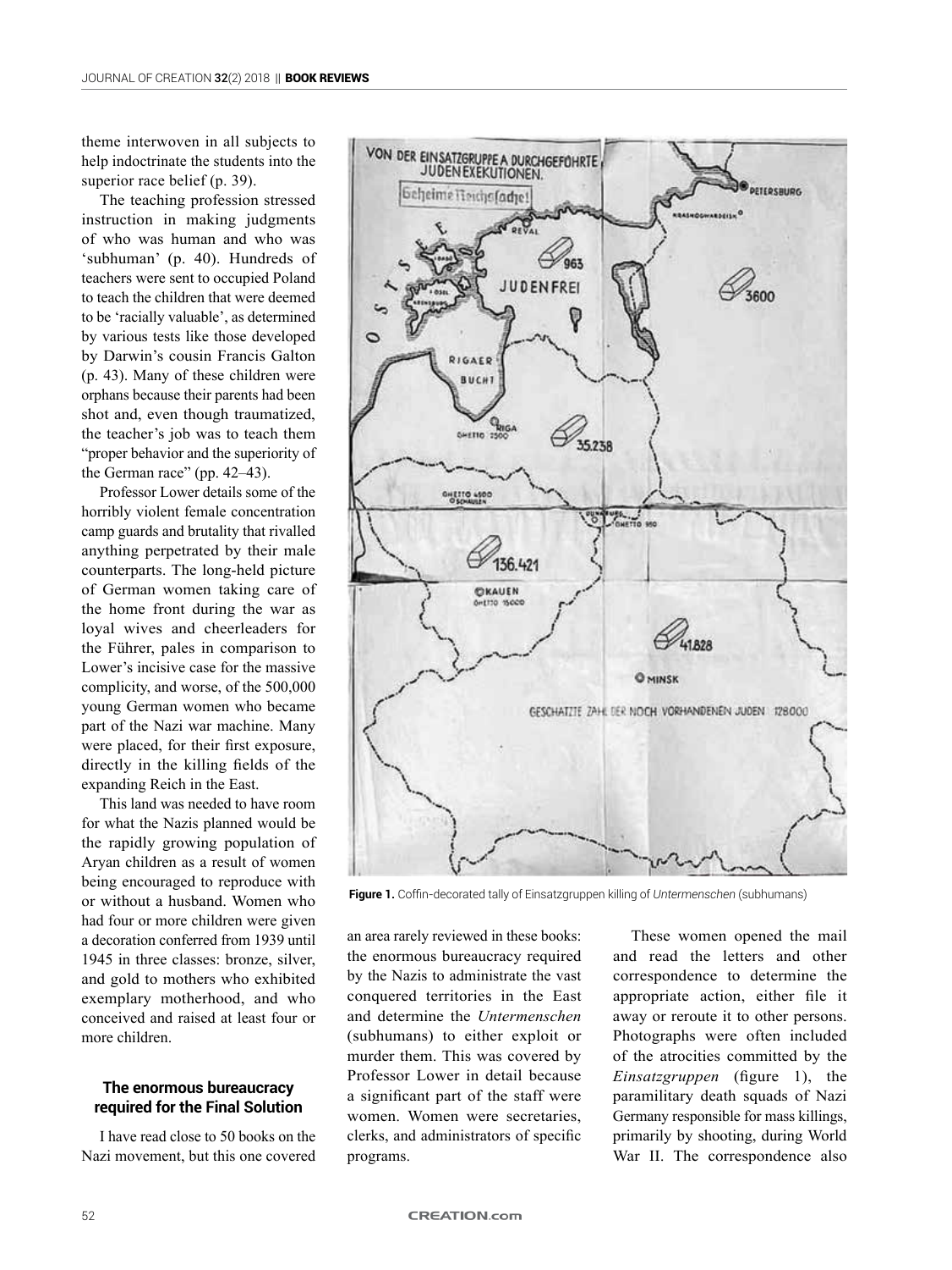theme interwoven in all subjects to help indoctrinate the students into the superior race belief (p. 39).

The teaching profession stressed instruction in making judgments of who was human and who was 'subhuman' (p. 40). Hundreds of teachers were sent to occupied Poland to teach the children that were deemed to be 'racially valuable', as determined by various tests like those developed by Darwin's cousin Francis Galton (p. 43). Many of these children were orphans because their parents had been shot and, even though traumatized, the teacher's job was to teach them "proper behavior and the superiority of the German race" (pp. 42–43).

Professor Lower details some of the horribly violent female concentration camp guards and brutality that rivalled anything perpetrated by their male counterparts. The long-held picture of German women taking care of the home front during the war as loyal wives and cheerleaders for the Führer, pales in comparison to Lower's incisive case for the massive complicity, and worse, of the 500,000 young German women who became part of the Nazi war machine. Many were placed, for their first exposure, directly in the killing fields of the expanding Reich in the East.

This land was needed to have room for what the Nazis planned would be the rapidly growing population of Aryan children as a result of women being encouraged to reproduce with or without a husband. Women who had four or more children were given a decoration conferred from 1939 until 1945 in three classes: bronze, silver, and gold to mothers who exhibited exemplary motherhood, and who conceived and raised at least four or more children.

Figure 1. Coffin-decorated tally of Einsatzgruppen killing of *Untermenschen* (subhumans)

### The enormous bureaucracy required for the Final Solution

I have read close to 50 books on the Nazi movement, but this one covered an area rarely reviewed in these books: the enormous bureaucracy required by the Nazis to administrate the vast conquered territories in the East and determine the *Untermenschen* (subhumans) to either exploit or murder them. This was covered by Professor Lower in detail because a significant part of the staff were women. Women were secretaries, clerks, and administrators of specific programs.

These women opened the mail and read the letters and other correspondence to determine the appropriate action, either file it away or reroute it to other persons. Photographs were often included of the atrocities committed by the *Einsatzgruppen* (figure 1), the paramilitary death squads of Nazi Germany responsible for mass killings, primarily by shooting, during World War II. The correspondence also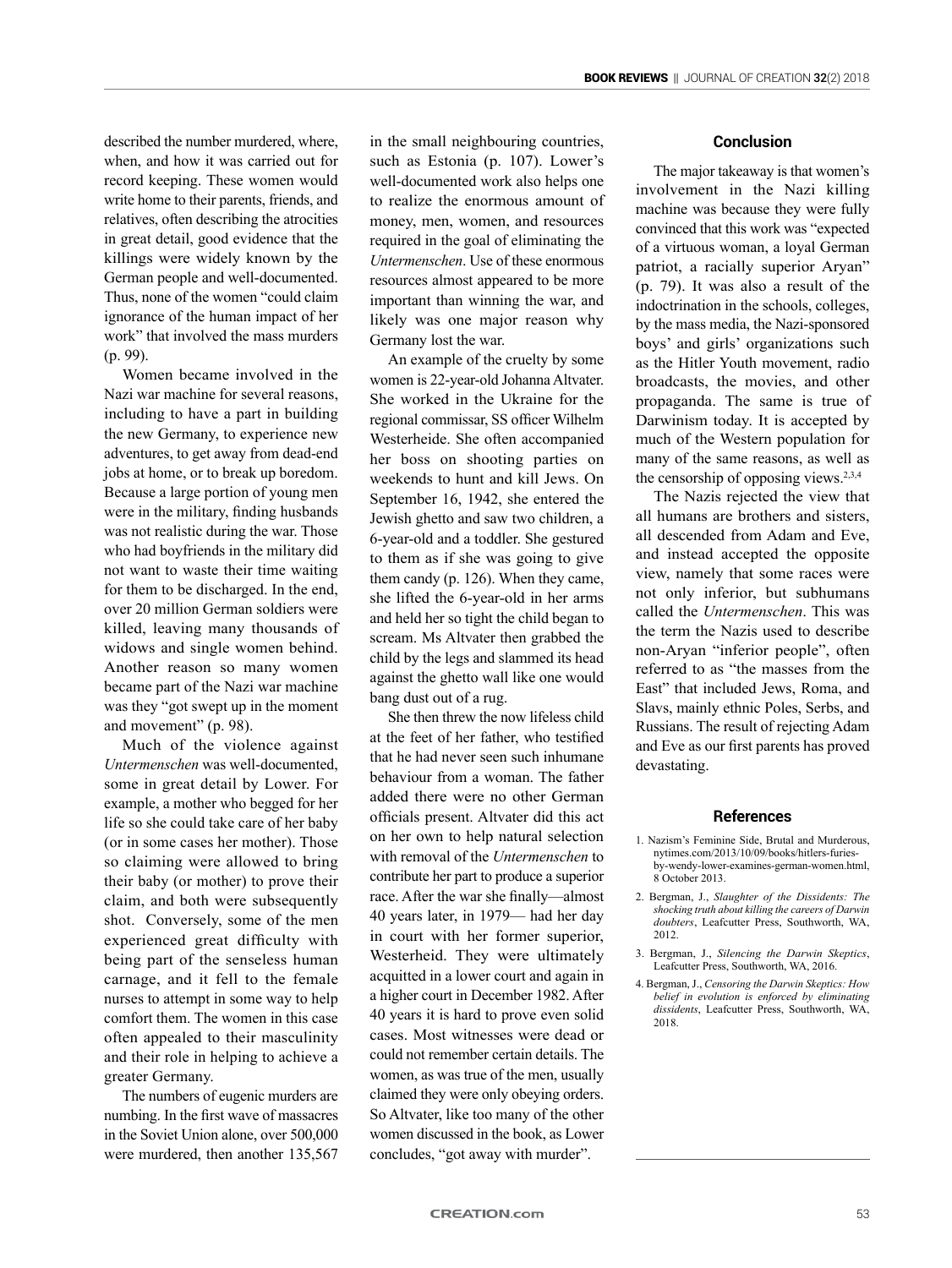described the number murdered, where, when, and how it was carried out for record keeping. These women would write home to their parents, friends, and relatives, often describing the atrocities in great detail, good evidence that the killings were widely known by the German people and well-documented. Thus, none of the women "could claim ignorance of the human impact of her work" that involved the mass murders (p. 99).

Women became involved in the Nazi war machine for several reasons, including to have a part in building the new Germany, to experience new adventures, to get away from dead-end jobs at home, or to break up boredom. Because a large portion of young men were in the military, finding husbands was not realistic during the war. Those who had boyfriends in the military did not want to waste their time waiting for them to be discharged. In the end, over 20 million German soldiers were killed, leaving many thousands of widows and single women behind. Another reason so many women became part of the Nazi war machine was they "got swept up in the moment and movement" (p. 98).

Much of the violence against *Untermenschen* was well-documented, some in great detail by Lower. For example, a mother who begged for her life so she could take care of her baby (or in some cases her mother). Those so claiming were allowed to bring their baby (or mother) to prove their claim, and both were subsequently shot. Conversely, some of the men experienced great difficulty with being part of the senseless human carnage, and it fell to the female nurses to attempt in some way to help comfort them. The women in this case often appealed to their masculinity and their role in helping to achieve a greater Germany.

The numbers of eugenic murders are numbing. In the first wave of massacres in the Soviet Union alone, over 500,000 were murdered, then another 135,567 in the small neighbouring countries, such as Estonia (p. 107). Lower's well-documented work also helps one to realize the enormous amount of money, men, women, and resources required in the goal of eliminating the *Untermenschen*. Use of these enormous resources almost appeared to be more important than winning the war, and likely was one major reason why Germany lost the war.

An example of the cruelty by some women is 22-year-old Johanna Altvater. She worked in the Ukraine for the regional commissar, SS officer Wilhelm Westerheide. She often accompanied her boss on shooting parties on weekends to hunt and kill Jews. On September 16, 1942, she entered the Jewish ghetto and saw two children, a 6-year-old and a toddler. She gestured to them as if she was going to give them candy (p. 126). When they came, she lifted the 6-year-old in her arms and held her so tight the child began to scream. Ms Altvater then grabbed the child by the legs and slammed its head against the ghetto wall like one would bang dust out of a rug.

She then threw the now lifeless child at the feet of her father, who testified that he had never seen such inhumane behaviour from a woman. The father added there were no other German officials present. Altvater did this act on her own to help natural selection with removal of the *Untermenschen* to contribute her part to produce a superior race. After the war she finally—almost 40 years later, in 1979— had her day in court with her former superior, Westerheid. They were ultimately acquitted in a lower court and again in a higher court in December 1982. After 40 years it is hard to prove even solid cases. Most witnesses were dead or could not remember certain details. The women, as was true of the men, usually claimed they were only obeying orders. So Altvater, like too many of the other women discussed in the book, as Lower concludes, "got away with murder".

## Conclusion

The major takeaway is that women's involvement in the Nazi killing machine was because they were fully convinced that this work was "expected of a virtuous woman, a loyal German patriot, a racially superior Aryan" (p. 79). It was also a result of the indoctrination in the schools, colleges, by the mass media, the Nazi-sponsored boys' and girls' organizations such as the Hitler Youth movement, radio broadcasts, the movies, and other propaganda. The same is true of Darwinism today. It is accepted by much of the Western population for many of the same reasons, as well as the censorship of opposing views.[2,3,4]

The Nazis rejected the view that all humans are brothers and sisters, all descended from Adam and Eve, and instead accepted the opposite view, namely that some races were not only inferior, but subhumans called the *Untermenschen*. This was the term the Nazis used to describe non-Aryan "inferior people", often referred to as "the masses from the East" that included Jews, Roma, and Slavs, mainly ethnic Poles, Serbs, and Russians. The result of rejecting Adam and Eve as our first parents has proved devastating.

## References

1. Nazism's Feminine Side, Brutal and Murderous, nytimes.com/2013/10/09/books/hitlers-furies-by-wendy-lower-examines-german-women.html, 8 October 2013.
2. Bergman, J., *Slaughter of the Dissidents: The shocking truth about killing the careers of Darwin doubters*, Leafcutter Press, Southworth, WA, 2012.
3. Bergman, J., *Silencing the Darwin Skeptics*, Leafcutter Press, Southworth, WA, 2016.
4. Bergman, J., *Censoring the Darwin Skeptics: How belief in evolution is enforced by eliminating dissidents*, Leafcutter Press, Southworth, WA, 2018.